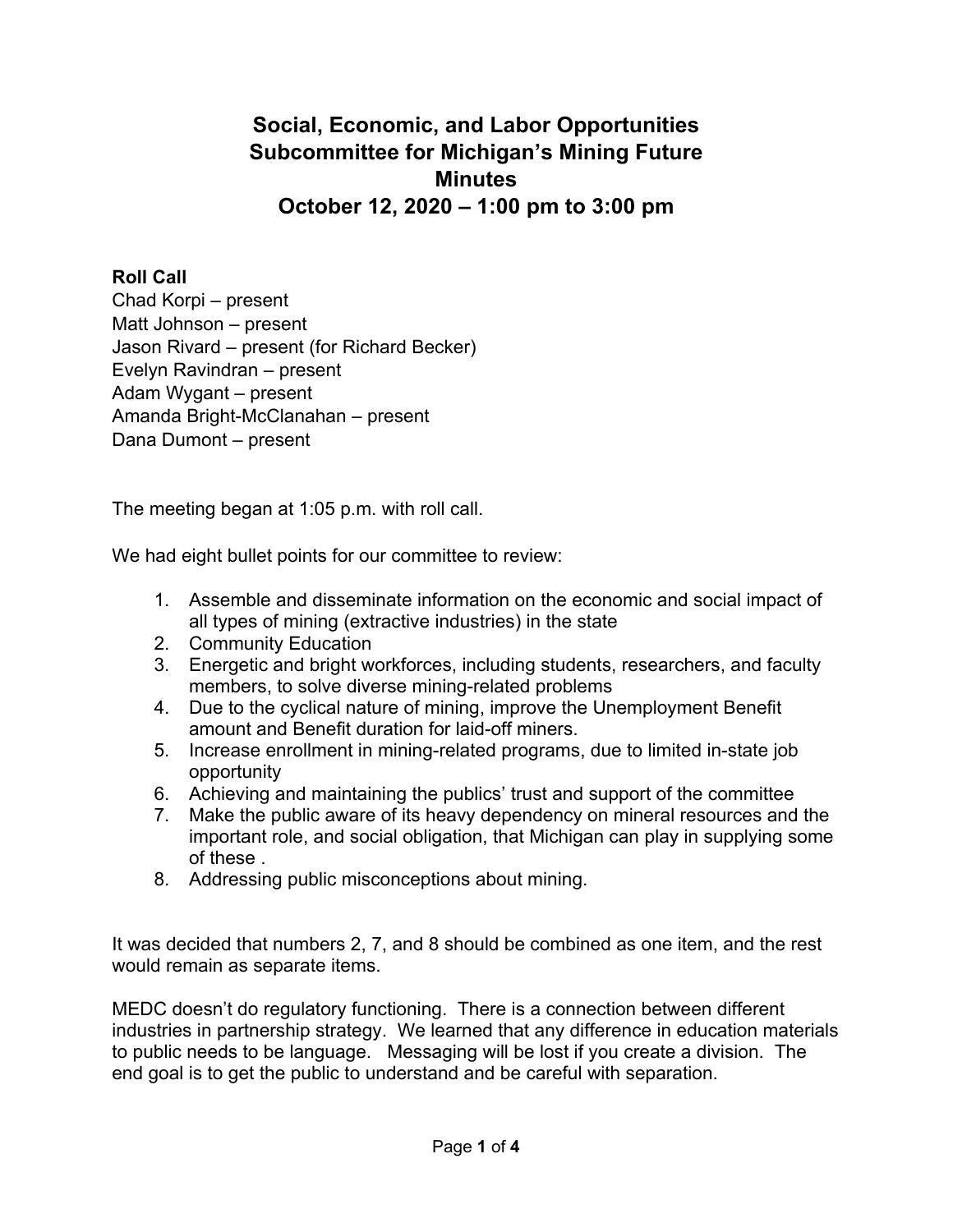# Social, Economic, and Labor Opportunities Subcommittee for Michigan's Mining Future Minutes October 12, 2020 – 1:00 pm to 3:00 pm

**Roll Call**
Chad Korpi – present
Matt Johnson – present
Jason Rivard – present (for Richard Becker)
Evelyn Ravindran – present
Adam Wygant – present
Amanda Bright-McClanahan – present
Dana Dumont – present

The meeting began at 1:05 p.m. with roll call.

We had eight bullet points for our committee to review:

1. Assemble and disseminate information on the economic and social impact of all types of mining (extractive industries) in the state
2. Community Education
3. Energetic and bright workforces, including students, researchers, and faculty members, to solve diverse mining-related problems
4. Due to the cyclical nature of mining, improve the Unemployment Benefit amount and Benefit duration for laid-off miners.
5. Increase enrollment in mining-related programs, due to limited in-state job opportunity
6. Achieving and maintaining the publics' trust and support of the committee
7. Make the public aware of its heavy dependency on mineral resources and the important role, and social obligation, that Michigan can play in supplying some of these .
8. Addressing public misconceptions about mining.

It was decided that numbers 2, 7, and 8 should be combined as one item, and the rest would remain as separate items.

MEDC doesn't do regulatory functioning. There is a connection between different industries in partnership strategy. We learned that any difference in education materials to public needs to be language. Messaging will be lost if you create a division. The end goal is to get the public to understand and be careful with separation.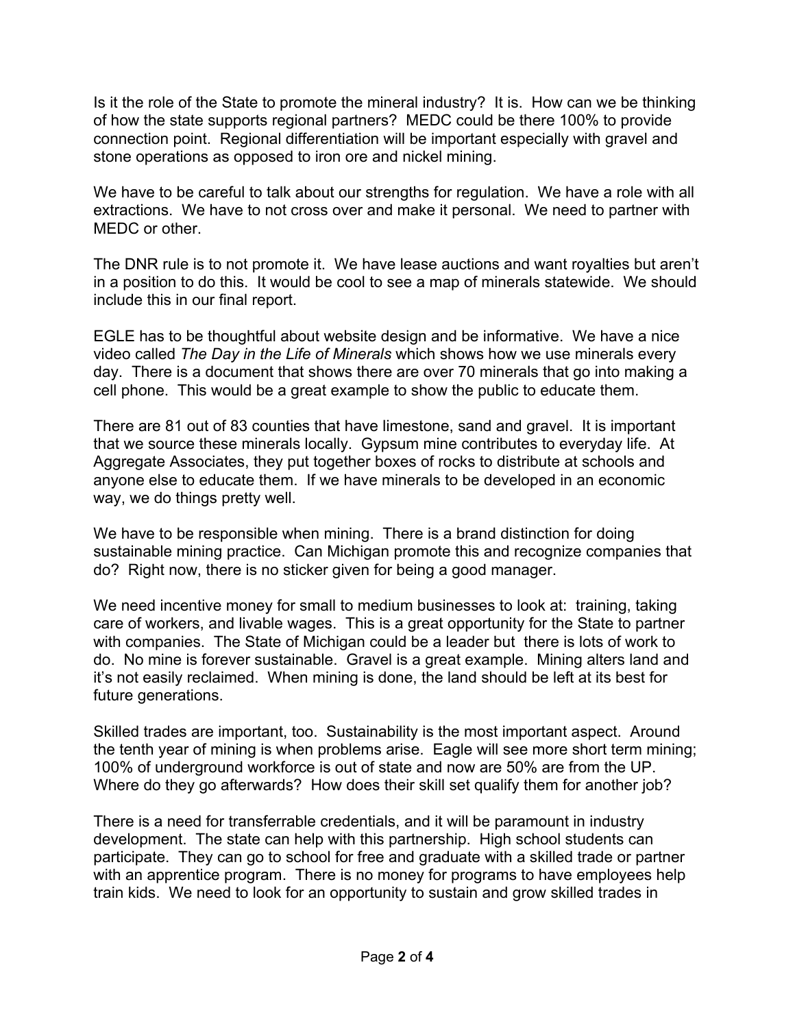Is it the role of the State to promote the mineral industry? It is. How can we be thinking of how the state supports regional partners? MEDC could be there 100% to provide connection point. Regional differentiation will be important especially with gravel and stone operations as opposed to iron ore and nickel mining.

We have to be careful to talk about our strengths for regulation. We have a role with all extractions. We have to not cross over and make it personal. We need to partner with MEDC or other.

The DNR rule is to not promote it. We have lease auctions and want royalties but aren't in a position to do this. It would be cool to see a map of minerals statewide. We should include this in our final report.

EGLE has to be thoughtful about website design and be informative. We have a nice video called *The Day in the Life of Minerals* which shows how we use minerals every day. There is a document that shows there are over 70 minerals that go into making a cell phone. This would be a great example to show the public to educate them.

There are 81 out of 83 counties that have limestone, sand and gravel. It is important that we source these minerals locally. Gypsum mine contributes to everyday life. At Aggregate Associates, they put together boxes of rocks to distribute at schools and anyone else to educate them. If we have minerals to be developed in an economic way, we do things pretty well.

We have to be responsible when mining. There is a brand distinction for doing sustainable mining practice. Can Michigan promote this and recognize companies that do? Right now, there is no sticker given for being a good manager.

We need incentive money for small to medium businesses to look at: training, taking care of workers, and livable wages. This is a great opportunity for the State to partner with companies. The State of Michigan could be a leader but there is lots of work to do. No mine is forever sustainable. Gravel is a great example. Mining alters land and it's not easily reclaimed. When mining is done, the land should be left at its best for future generations.

Skilled trades are important, too. Sustainability is the most important aspect. Around the tenth year of mining is when problems arise. Eagle will see more short term mining; 100% of underground workforce is out of state and now are 50% are from the UP. Where do they go afterwards? How does their skill set qualify them for another job?

There is a need for transferrable credentials, and it will be paramount in industry development. The state can help with this partnership. High school students can participate. They can go to school for free and graduate with a skilled trade or partner with an apprentice program. There is no money for programs to have employees help train kids. We need to look for an opportunity to sustain and grow skilled trades in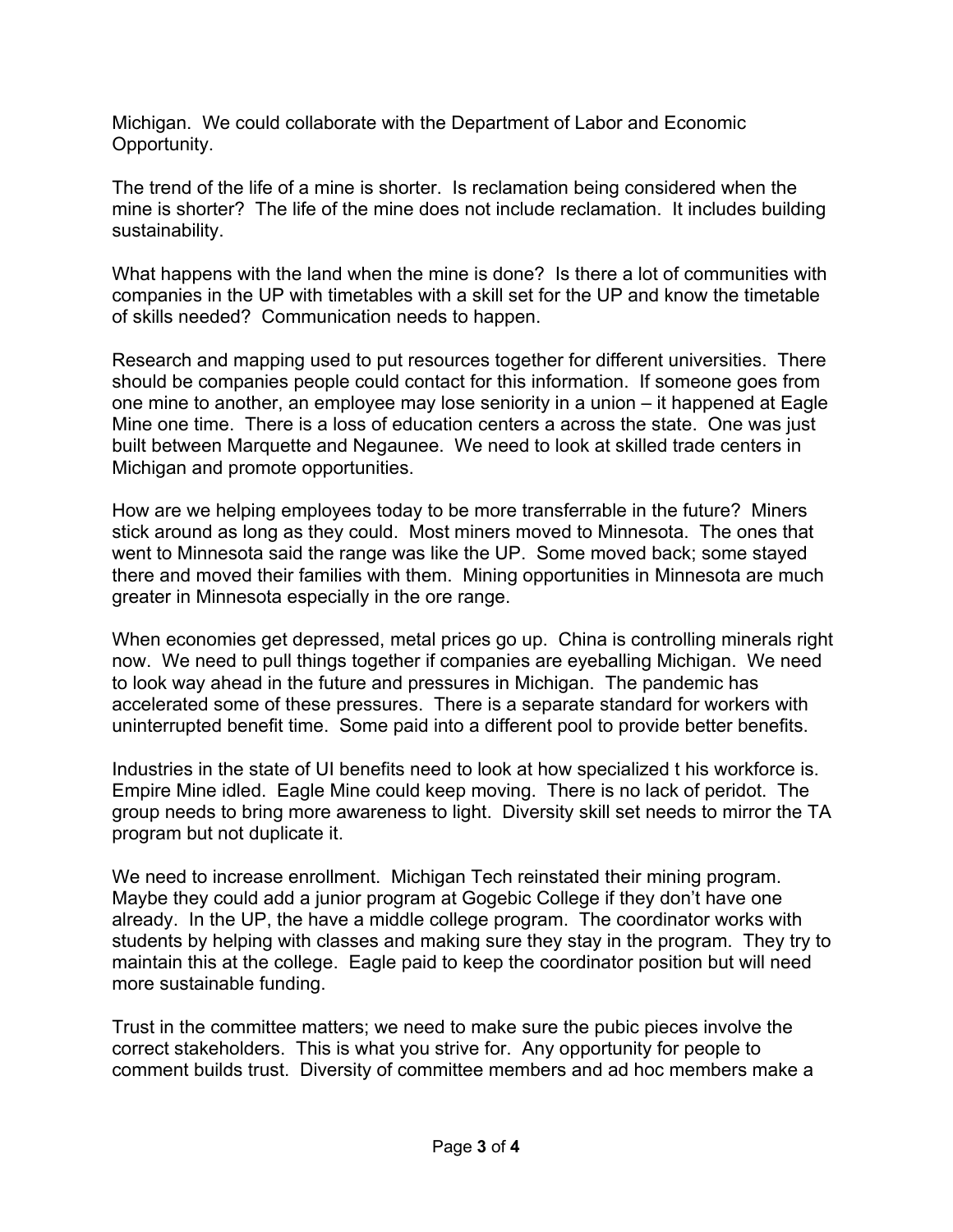Michigan. We could collaborate with the Department of Labor and Economic Opportunity.

The trend of the life of a mine is shorter. Is reclamation being considered when the mine is shorter? The life of the mine does not include reclamation. It includes building sustainability.

What happens with the land when the mine is done? Is there a lot of communities with companies in the UP with timetables with a skill set for the UP and know the timetable of skills needed? Communication needs to happen.

Research and mapping used to put resources together for different universities. There should be companies people could contact for this information. If someone goes from one mine to another, an employee may lose seniority in a union – it happened at Eagle Mine one time. There is a loss of education centers a across the state. One was just built between Marquette and Negaunee. We need to look at skilled trade centers in Michigan and promote opportunities.

How are we helping employees today to be more transferrable in the future? Miners stick around as long as they could. Most miners moved to Minnesota. The ones that went to Minnesota said the range was like the UP. Some moved back; some stayed there and moved their families with them. Mining opportunities in Minnesota are much greater in Minnesota especially in the ore range.

When economies get depressed, metal prices go up. China is controlling minerals right now. We need to pull things together if companies are eyeballing Michigan. We need to look way ahead in the future and pressures in Michigan. The pandemic has accelerated some of these pressures. There is a separate standard for workers with uninterrupted benefit time. Some paid into a different pool to provide better benefits.

Industries in the state of UI benefits need to look at how specialized t his workforce is. Empire Mine idled. Eagle Mine could keep moving. There is no lack of peridot. The group needs to bring more awareness to light. Diversity skill set needs to mirror the TA program but not duplicate it.

We need to increase enrollment. Michigan Tech reinstated their mining program. Maybe they could add a junior program at Gogebic College if they don't have one already. In the UP, the have a middle college program. The coordinator works with students by helping with classes and making sure they stay in the program. They try to maintain this at the college. Eagle paid to keep the coordinator position but will need more sustainable funding.

Trust in the committee matters; we need to make sure the pubic pieces involve the correct stakeholders. This is what you strive for. Any opportunity for people to comment builds trust. Diversity of committee members and ad hoc members make a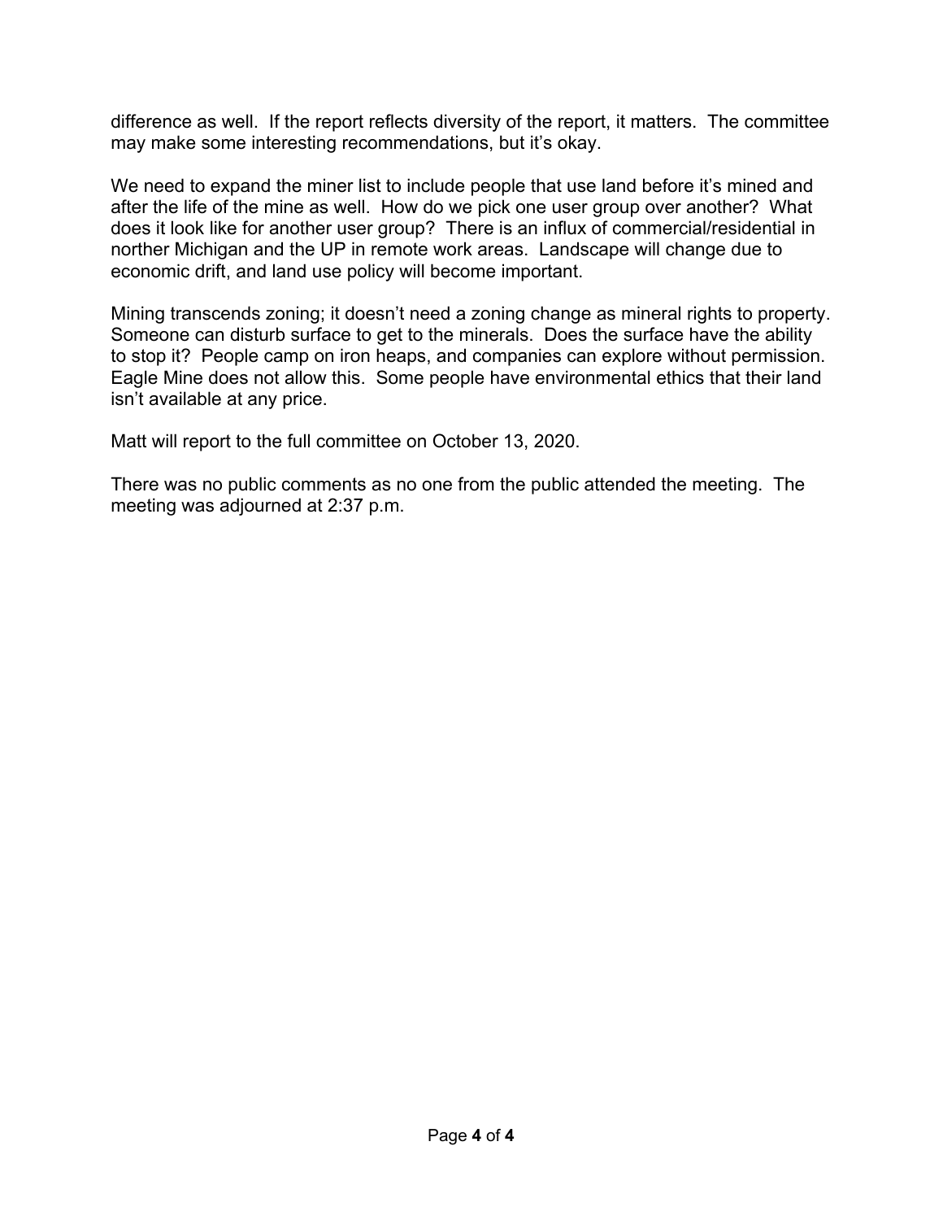difference as well. If the report reflects diversity of the report, it matters. The committee may make some interesting recommendations, but it's okay.

We need to expand the miner list to include people that use land before it's mined and after the life of the mine as well. How do we pick one user group over another? What does it look like for another user group? There is an influx of commercial/residential in norther Michigan and the UP in remote work areas. Landscape will change due to economic drift, and land use policy will become important.

Mining transcends zoning; it doesn't need a zoning change as mineral rights to property. Someone can disturb surface to get to the minerals. Does the surface have the ability to stop it? People camp on iron heaps, and companies can explore without permission. Eagle Mine does not allow this. Some people have environmental ethics that their land isn't available at any price.

Matt will report to the full committee on October 13, 2020.

There was no public comments as no one from the public attended the meeting. The meeting was adjourned at 2:37 p.m.